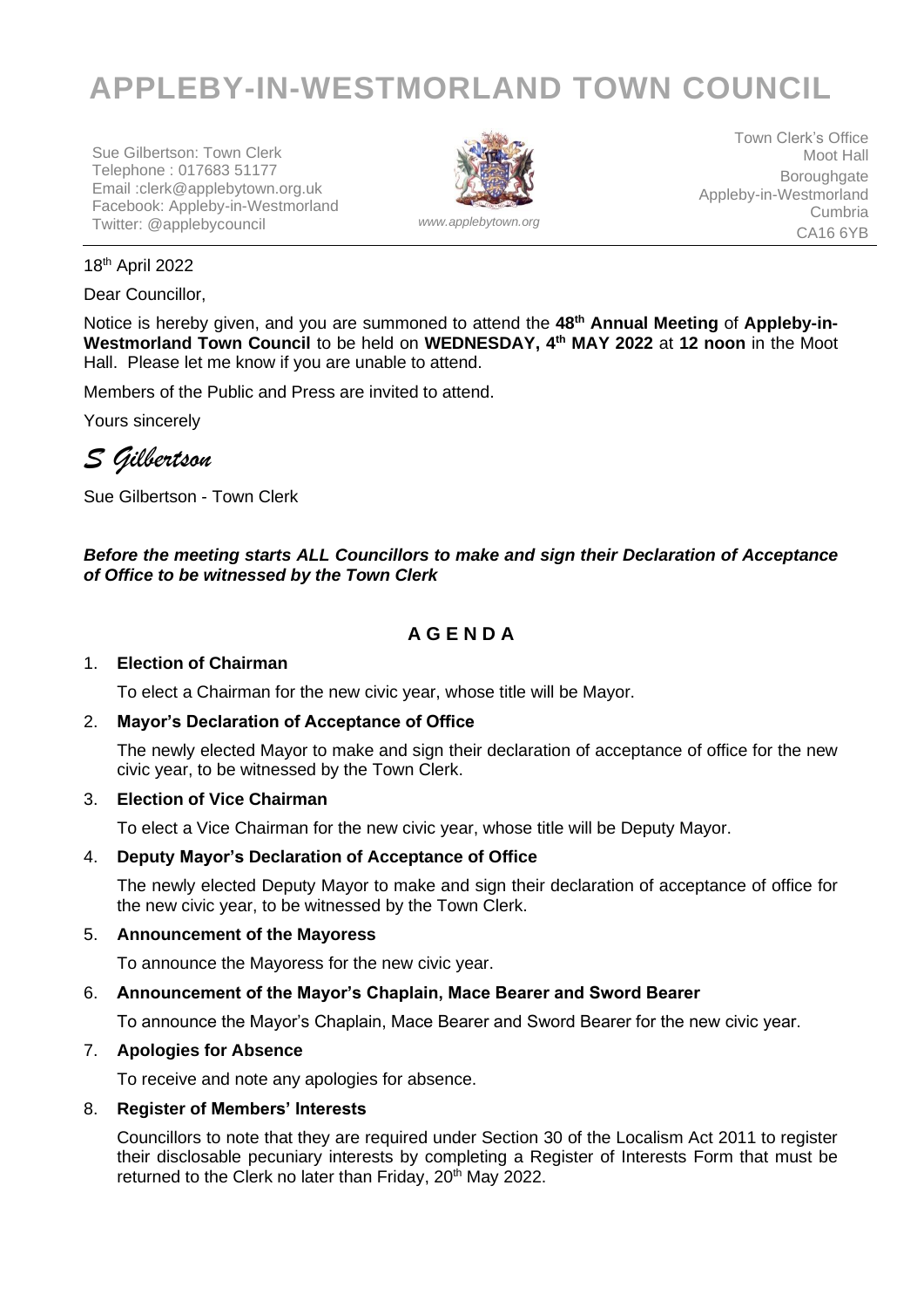# APPLEBY-IN-WESTMORLAND TOWN COUNCIL

Sue Gilbertson: Town Clerk
Telephone : 017683 51177
Email :clerk@applebytown.org.uk
Facebook: Appleby-in-Westmorland
Twitter: @applebycouncil

*www.applebytown.org*

Town Clerk's Office
Moot Hall
Boroughgate
Appleby-in-Westmorland
Cumbria
CA16 6YB

18th April 2022

Dear Councillor,

Notice is hereby given, and you are summoned to attend the **48th Annual Meeting** of **Appleby-in-Westmorland Town Council** to be held on **WEDNESDAY, 4th MAY 2022** at **12 noon** in the Moot Hall. Please let me know if you are unable to attend.

Members of the Public and Press are invited to attend.

Yours sincerely

*S Gilbertson*

Sue Gilbertson - Town Clerk

***Before the meeting starts ALL Councillors to make and sign their Declaration of Acceptance of Office to be witnessed by the Town Clerk***

## A G E N D A

1. **Election of Chairman**

   To elect a Chairman for the new civic year, whose title will be Mayor.

2. **Mayor's Declaration of Acceptance of Office**

   The newly elected Mayor to make and sign their declaration of acceptance of office for the new civic year, to be witnessed by the Town Clerk.

3. **Election of Vice Chairman**

   To elect a Vice Chairman for the new civic year, whose title will be Deputy Mayor.

4. **Deputy Mayor's Declaration of Acceptance of Office**

   The newly elected Deputy Mayor to make and sign their declaration of acceptance of office for the new civic year, to be witnessed by the Town Clerk.

5. **Announcement of the Mayoress**

   To announce the Mayoress for the new civic year.

6. **Announcement of the Mayor's Chaplain, Mace Bearer and Sword Bearer**

   To announce the Mayor's Chaplain, Mace Bearer and Sword Bearer for the new civic year.

7. **Apologies for Absence**

   To receive and note any apologies for absence.

8. **Register of Members' Interests**

   Councillors to note that they are required under Section 30 of the Localism Act 2011 to register their disclosable pecuniary interests by completing a Register of Interests Form that must be returned to the Clerk no later than Friday, 20th May 2022.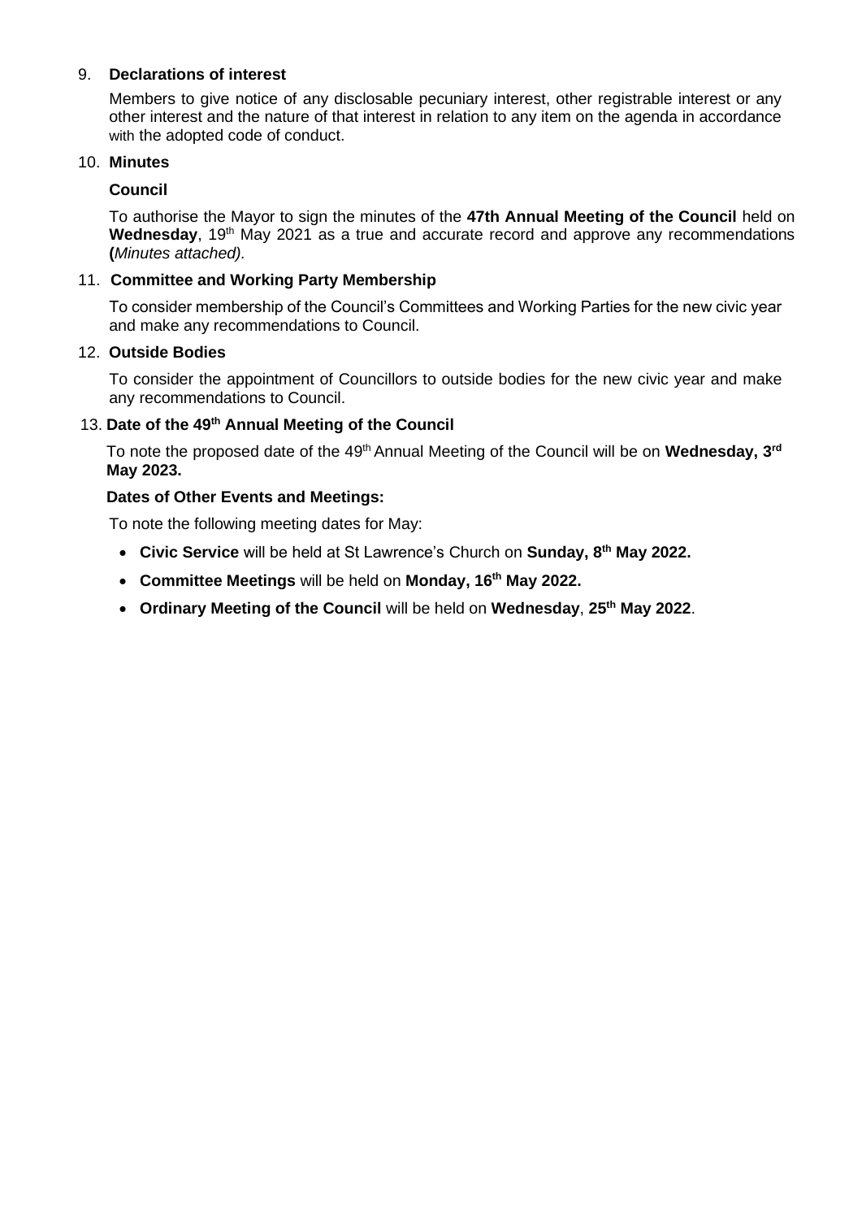9. **Declarations of interest**

   Members to give notice of any disclosable pecuniary interest, other registrable interest or any other interest and the nature of that interest in relation to any item on the agenda in accordance with the adopted code of conduct.

10. **Minutes**

   **Council**

   To authorise the Mayor to sign the minutes of the **47th Annual Meeting of the Council** held on **Wednesday**, 19th May 2021 as a true and accurate record and approve any recommendations **(***Minutes attached).*

11. **Committee and Working Party Membership**

   To consider membership of the Council's Committees and Working Parties for the new civic year and make any recommendations to Council.

12. **Outside Bodies**

   To consider the appointment of Councillors to outside bodies for the new civic year and make any recommendations to Council.

13. **Date of the 49th Annual Meeting of the Council**

   To note the proposed date of the 49th Annual Meeting of the Council will be on **Wednesday, 3rd May 2023.**

   **Dates of Other Events and Meetings:**

   To note the following meeting dates for May:

   - **Civic Service** will be held at St Lawrence's Church on **Sunday, 8th May 2022.**
   - **Committee Meetings** will be held on **Monday, 16th May 2022.**
   - **Ordinary Meeting of the Council** will be held on **Wednesday**, **25th May 2022**.